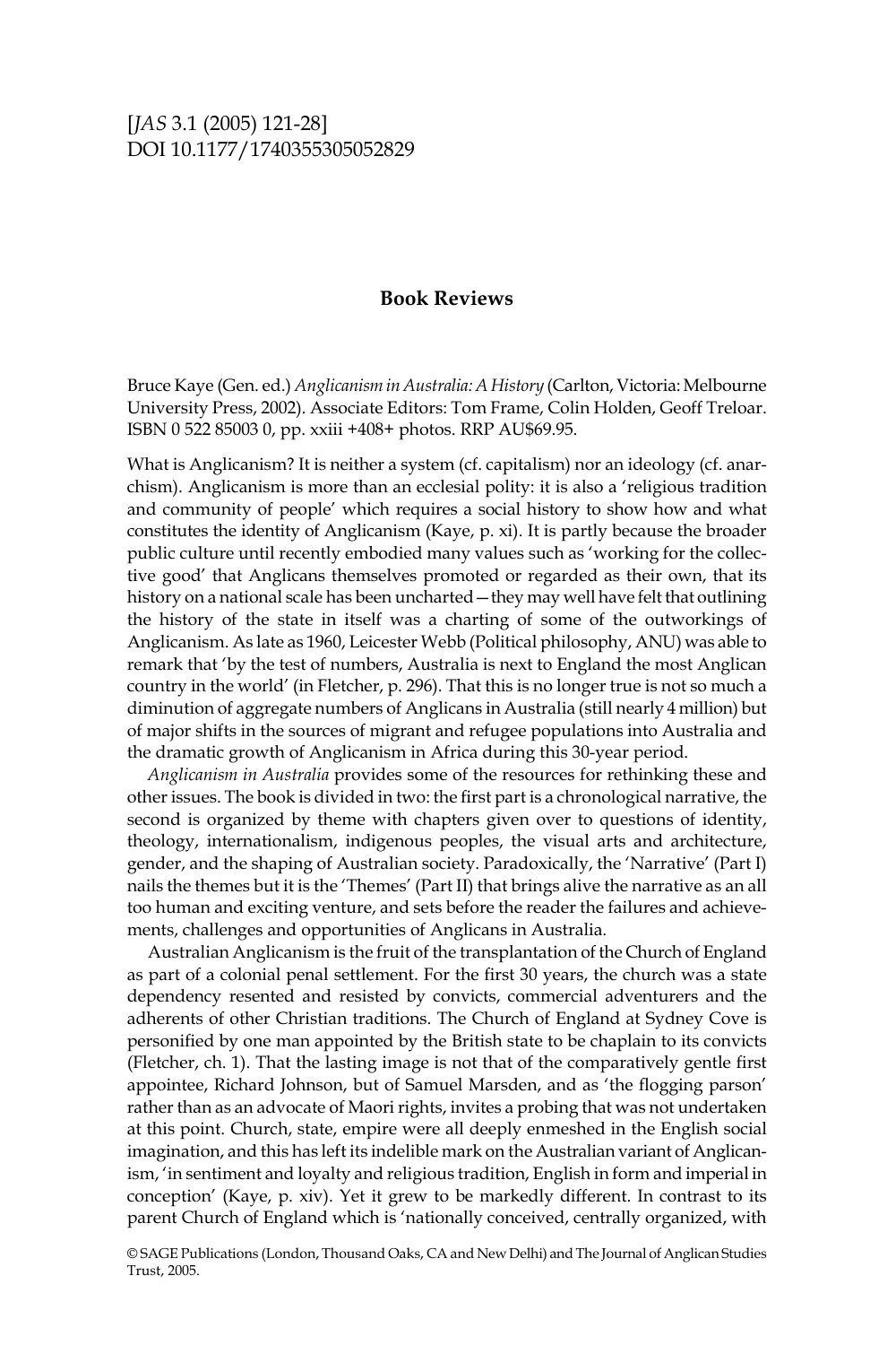# Book Reviews

Bruce Kaye (Gen. ed.) *Anglicanism in Australia: A History* (Carlton, Victoria: Melbourne University Press, 2002). Associate Editors: Tom Frame, Colin Holden, Geoff Treloar. ISBN 0 522 85003 0, pp. xxiii +408+ photos. RRP AU$69.95.

What is Anglicanism? It is neither a system (cf. capitalism) nor an ideology (cf. anarchism). Anglicanism is more than an ecclesial polity: it is also a 'religious tradition and community of people' which requires a social history to show how and what constitutes the identity of Anglicanism (Kaye, p. xi). It is partly because the broader public culture until recently embodied many values such as 'working for the collective good' that Anglicans themselves promoted or regarded as their own, that its history on a national scale has been uncharted—they may well have felt that outlining the history of the state in itself was a charting of some of the outworkings of Anglicanism. As late as 1960, Leicester Webb (Political philosophy, ANU) was able to remark that 'by the test of numbers, Australia is next to England the most Anglican country in the world' (in Fletcher, p. 296). That this is no longer true is not so much a diminution of aggregate numbers of Anglicans in Australia (still nearly 4 million) but of major shifts in the sources of migrant and refugee populations into Australia and the dramatic growth of Anglicanism in Africa during this 30-year period.

*Anglicanism in Australia* provides some of the resources for rethinking these and other issues. The book is divided in two: the first part is a chronological narrative, the second is organized by theme with chapters given over to questions of identity, theology, internationalism, indigenous peoples, the visual arts and architecture, gender, and the shaping of Australian society. Paradoxically, the 'Narrative' (Part I) nails the themes but it is the 'Themes' (Part II) that brings alive the narrative as an all too human and exciting venture, and sets before the reader the failures and achievements, challenges and opportunities of Anglicans in Australia.

Australian Anglicanism is the fruit of the transplantation of the Church of England as part of a colonial penal settlement. For the first 30 years, the church was a state dependency resented and resisted by convicts, commercial adventurers and the adherents of other Christian traditions. The Church of England at Sydney Cove is personified by one man appointed by the British state to be chaplain to its convicts (Fletcher, ch. 1). That the lasting image is not that of the comparatively gentle first appointee, Richard Johnson, but of Samuel Marsden, and as 'the flogging parson' rather than as an advocate of Maori rights, invites a probing that was not undertaken at this point. Church, state, empire were all deeply enmeshed in the English social imagination, and this has left its indelible mark on the Australian variant of Anglicanism, 'in sentiment and loyalty and religious tradition, English in form and imperial in conception' (Kaye, p. xiv). Yet it grew to be markedly different. In contrast to its parent Church of England which is 'nationally conceived, centrally organized, with

© SAGE Publications (London, Thousand Oaks, CA and New Delhi) and The Journal of Anglican Studies Trust, 2005.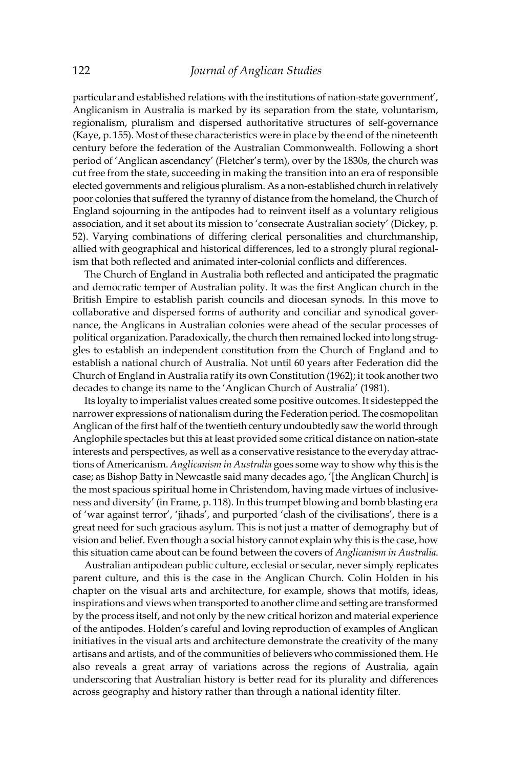particular and established relations with the institutions of nation-state government', Anglicanism in Australia is marked by its separation from the state, voluntarism, regionalism, pluralism and dispersed authoritative structures of self-governance (Kaye, p. 155). Most of these characteristics were in place by the end of the nineteenth century before the federation of the Australian Commonwealth. Following a short period of 'Anglican ascendancy' (Fletcher's term), over by the 1830s, the church was cut free from the state, succeeding in making the transition into an era of responsible elected governments and religious pluralism. As a non-established church in relatively poor colonies that suffered the tyranny of distance from the homeland, the Church of England sojourning in the antipodes had to reinvent itself as a voluntary religious association, and it set about its mission to 'consecrate Australian society' (Dickey, p. 52). Varying combinations of differing clerical personalities and churchmanship, allied with geographical and historical differences, led to a strongly plural regionalism that both reflected and animated inter-colonial conflicts and differences.

The Church of England in Australia both reflected and anticipated the pragmatic and democratic temper of Australian polity. It was the first Anglican church in the British Empire to establish parish councils and diocesan synods. In this move to collaborative and dispersed forms of authority and conciliar and synodical governance, the Anglicans in Australian colonies were ahead of the secular processes of political organization. Paradoxically, the church then remained locked into long struggles to establish an independent constitution from the Church of England and to establish a national church of Australia. Not until 60 years after Federation did the Church of England in Australia ratify its own Constitution (1962); it took another two decades to change its name to the 'Anglican Church of Australia' (1981).

Its loyalty to imperialist values created some positive outcomes. It sidestepped the narrower expressions of nationalism during the Federation period. The cosmopolitan Anglican of the first half of the twentieth century undoubtedly saw the world through Anglophile spectacles but this at least provided some critical distance on nation-state interests and perspectives, as well as a conservative resistance to the everyday attractions of Americanism. *Anglicanism in Australia* goes some way to show why this is the case; as Bishop Batty in Newcastle said many decades ago, '[the Anglican Church] is the most spacious spiritual home in Christendom, having made virtues of inclusiveness and diversity' (in Frame, p. 118). In this trumpet blowing and bomb blasting era of 'war against terror', 'jihads', and purported 'clash of the civilisations', there is a great need for such gracious asylum. This is not just a matter of demography but of vision and belief. Even though a social history cannot explain why this is the case, how this situation came about can be found between the covers of *Anglicanism in Australia*.

Australian antipodean public culture, ecclesial or secular, never simply replicates parent culture, and this is the case in the Anglican Church. Colin Holden in his chapter on the visual arts and architecture, for example, shows that motifs, ideas, inspirations and views when transported to another clime and setting are transformed by the process itself, and not only by the new critical horizon and material experience of the antipodes. Holden's careful and loving reproduction of examples of Anglican initiatives in the visual arts and architecture demonstrate the creativity of the many artisans and artists, and of the communities of believers who commissioned them. He also reveals a great array of variations across the regions of Australia, again underscoring that Australian history is better read for its plurality and differences across geography and history rather than through a national identity filter.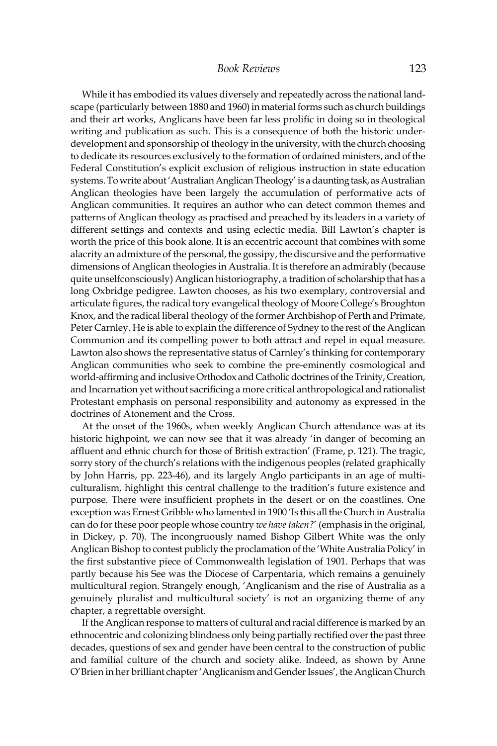While it has embodied its values diversely and repeatedly across the national landscape (particularly between 1880 and 1960) in material forms such as church buildings and their art works, Anglicans have been far less prolific in doing so in theological writing and publication as such. This is a consequence of both the historic underdevelopment and sponsorship of theology in the university, with the church choosing to dedicate its resources exclusively to the formation of ordained ministers, and of the Federal Constitution's explicit exclusion of religious instruction in state education systems. To write about 'Australian Anglican Theology' is a daunting task, as Australian Anglican theologies have been largely the accumulation of performative acts of Anglican communities. It requires an author who can detect common themes and patterns of Anglican theology as practised and preached by its leaders in a variety of different settings and contexts and using eclectic media. Bill Lawton's chapter is worth the price of this book alone. It is an eccentric account that combines with some alacrity an admixture of the personal, the gossipy, the discursive and the performative dimensions of Anglican theologies in Australia. It is therefore an admirably (because quite unselfconsciously) Anglican historiography, a tradition of scholarship that has a long Oxbridge pedigree. Lawton chooses, as his two exemplary, controversial and articulate figures, the radical tory evangelical theology of Moore College's Broughton Knox, and the radical liberal theology of the former Archbishop of Perth and Primate, Peter Carnley. He is able to explain the difference of Sydney to the rest of the Anglican Communion and its compelling power to both attract and repel in equal measure. Lawton also shows the representative status of Carnley's thinking for contemporary Anglican communities who seek to combine the pre-eminently cosmological and world-affirming and inclusive Orthodox and Catholic doctrines of the Trinity, Creation, and Incarnation yet without sacrificing a more critical anthropological and rationalist Protestant emphasis on personal responsibility and autonomy as expressed in the doctrines of Atonement and the Cross.

At the onset of the 1960s, when weekly Anglican Church attendance was at its historic highpoint, we can now see that it was already 'in danger of becoming an affluent and ethnic church for those of British extraction' (Frame, p. 121). The tragic, sorry story of the church's relations with the indigenous peoples (related graphically by John Harris, pp. 223-46), and its largely Anglo participants in an age of multiculturalism, highlight this central challenge to the tradition's future existence and purpose. There were insufficient prophets in the desert or on the coastlines. One exception was Ernest Gribble who lamented in 1900 'Is this all the Church in Australia can do for these poor people whose country *we have taken?*' (emphasis in the original, in Dickey, p. 70). The incongruously named Bishop Gilbert White was the only Anglican Bishop to contest publicly the proclamation of the 'White Australia Policy' in the first substantive piece of Commonwealth legislation of 1901. Perhaps that was partly because his See was the Diocese of Carpentaria, which remains a genuinely multicultural region. Strangely enough, 'Anglicanism and the rise of Australia as a genuinely pluralist and multicultural society' is not an organizing theme of any chapter, a regrettable oversight.

If the Anglican response to matters of cultural and racial difference is marked by an ethnocentric and colonizing blindness only being partially rectified over the past three decades, questions of sex and gender have been central to the construction of public and familial culture of the church and society alike. Indeed, as shown by Anne O'Brien in her brilliant chapter 'Anglicanism and Gender Issues', the Anglican Church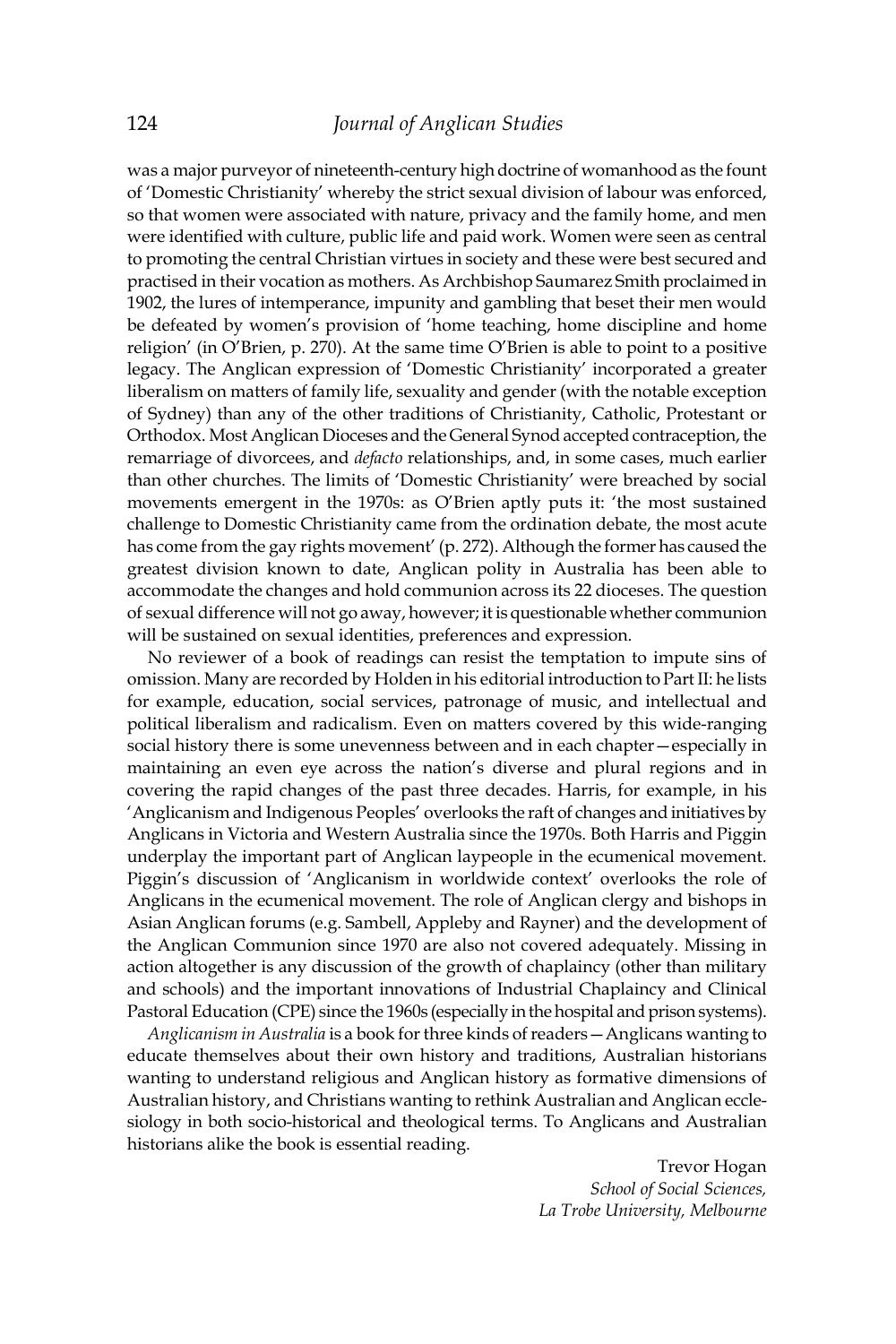was a major purveyor of nineteenth-century high doctrine of womanhood as the fount of 'Domestic Christianity' whereby the strict sexual division of labour was enforced, so that women were associated with nature, privacy and the family home, and men were identified with culture, public life and paid work. Women were seen as central to promoting the central Christian virtues in society and these were best secured and practised in their vocation as mothers. As Archbishop Saumarez Smith proclaimed in 1902, the lures of intemperance, impunity and gambling that beset their men would be defeated by women's provision of 'home teaching, home discipline and home religion' (in O'Brien, p. 270). At the same time O'Brien is able to point to a positive legacy. The Anglican expression of 'Domestic Christianity' incorporated a greater liberalism on matters of family life, sexuality and gender (with the notable exception of Sydney) than any of the other traditions of Christianity, Catholic, Protestant or Orthodox. Most Anglican Dioceses and the General Synod accepted contraception, the remarriage of divorcees, and *defacto* relationships, and, in some cases, much earlier than other churches. The limits of 'Domestic Christianity' were breached by social movements emergent in the 1970s: as O'Brien aptly puts it: 'the most sustained challenge to Domestic Christianity came from the ordination debate, the most acute has come from the gay rights movement' (p. 272). Although the former has caused the greatest division known to date, Anglican polity in Australia has been able to accommodate the changes and hold communion across its 22 dioceses. The question of sexual difference will not go away, however; it is questionable whether communion will be sustained on sexual identities, preferences and expression.

No reviewer of a book of readings can resist the temptation to impute sins of omission. Many are recorded by Holden in his editorial introduction to Part II: he lists for example, education, social services, patronage of music, and intellectual and political liberalism and radicalism. Even on matters covered by this wide-ranging social history there is some unevenness between and in each chapter—especially in maintaining an even eye across the nation's diverse and plural regions and in covering the rapid changes of the past three decades. Harris, for example, in his 'Anglicanism and Indigenous Peoples' overlooks the raft of changes and initiatives by Anglicans in Victoria and Western Australia since the 1970s. Both Harris and Piggin underplay the important part of Anglican laypeople in the ecumenical movement. Piggin's discussion of 'Anglicanism in worldwide context' overlooks the role of Anglicans in the ecumenical movement. The role of Anglican clergy and bishops in Asian Anglican forums (e.g. Sambell, Appleby and Rayner) and the development of the Anglican Communion since 1970 are also not covered adequately. Missing in action altogether is any discussion of the growth of chaplaincy (other than military and schools) and the important innovations of Industrial Chaplaincy and Clinical Pastoral Education (CPE) since the 1960s (especially in the hospital and prison systems).

*Anglicanism in Australia* is a book for three kinds of readers—Anglicans wanting to educate themselves about their own history and traditions, Australian historians wanting to understand religious and Anglican history as formative dimensions of Australian history, and Christians wanting to rethink Australian and Anglican ecclesiology in both socio-historical and theological terms. To Anglicans and Australian historians alike the book is essential reading.

Trevor Hogan
*School of Social Sciences,*
*La Trobe University, Melbourne*